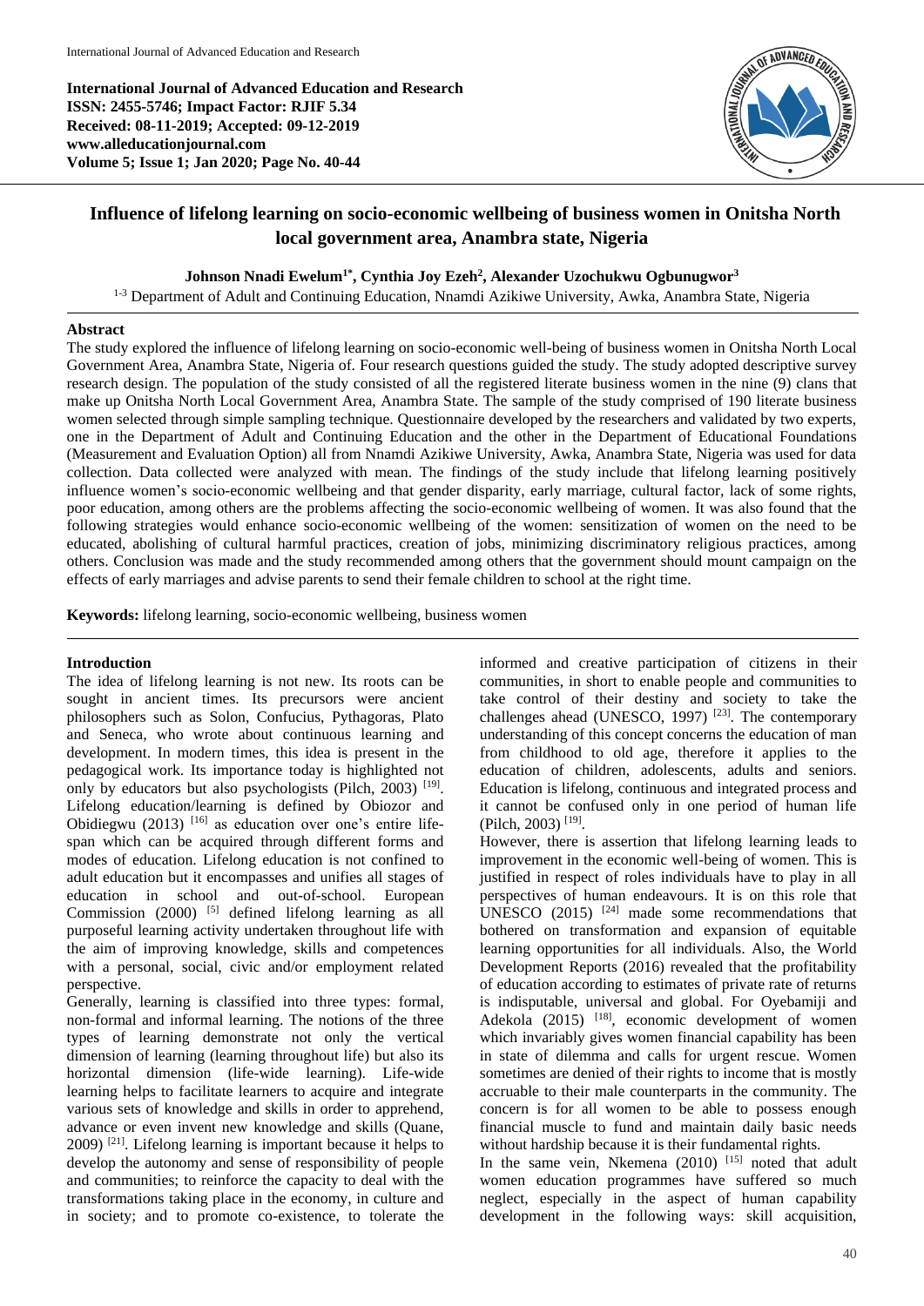International Journal of Advanced Education and Research
ISSN: 2455-5746; Impact Factor: RJIF 5.34
Received: 08-11-2019; Accepted: 09-12-2019
www.alleducationjournal.com
Volume 5; Issue 1; Jan 2020; Page No. 40-44

# Influence of lifelong learning on socio-economic wellbeing of business women in Onitsha North local government area, Anambra state, Nigeria

**Johnson Nnadi Ewelum[1*], Cynthia Joy Ezeh[2], Alexander Uzochukwu Ogbunugwor[3]**

[1-3] Department of Adult and Continuing Education, Nnamdi Azikiwe University, Awka, Anambra State, Nigeria

## Abstract

The study explored the influence of lifelong learning on socio-economic well-being of business women in Onitsha North Local Government Area, Anambra State, Nigeria of. Four research questions guided the study. The study adopted descriptive survey research design. The population of the study consisted of all the registered literate business women in the nine (9) clans that make up Onitsha North Local Government Area, Anambra State. The sample of the study comprised of 190 literate business women selected through simple sampling technique. Questionnaire developed by the researchers and validated by two experts, one in the Department of Adult and Continuing Education and the other in the Department of Educational Foundations (Measurement and Evaluation Option) all from Nnamdi Azikiwe University, Awka, Anambra State, Nigeria was used for data collection. Data collected were analyzed with mean. The findings of the study include that lifelong learning positively influence women's socio-economic wellbeing and that gender disparity, early marriage, cultural factor, lack of some rights, poor education, among others are the problems affecting the socio-economic wellbeing of women. It was also found that the following strategies would enhance socio-economic wellbeing of the women: sensitization of women on the need to be educated, abolishing of cultural harmful practices, creation of jobs, minimizing discriminatory religious practices, among others. Conclusion was made and the study recommended among others that the government should mount campaign on the effects of early marriages and advise parents to send their female children to school at the right time.

**Keywords:** lifelong learning, socio-economic wellbeing, business women

## Introduction

The idea of lifelong learning is not new. Its roots can be sought in ancient times. Its precursors were ancient philosophers such as Solon, Confucius, Pythagoras, Plato and Seneca, who wrote about continuous learning and development. In modern times, this idea is present in the pedagogical work. Its importance today is highlighted not only by educators but also psychologists (Pilch, 2003) [19]. Lifelong education/learning is defined by Obiozor and Obidiegwu (2013) [16] as education over one's entire life-span which can be acquired through different forms and modes of education. Lifelong education is not confined to adult education but it encompasses and unifies all stages of education in school and out-of-school. European Commission (2000) [5] defined lifelong learning as all purposeful learning activity undertaken throughout life with the aim of improving knowledge, skills and competences with a personal, social, civic and/or employment related perspective.

Generally, learning is classified into three types: formal, non-formal and informal learning. The notions of the three types of learning demonstrate not only the vertical dimension of learning (learning throughout life) but also its horizontal dimension (life-wide learning). Life-wide learning helps to facilitate learners to acquire and integrate various sets of knowledge and skills in order to apprehend, advance or even invent new knowledge and skills (Quane, 2009) [21]. Lifelong learning is important because it helps to develop the autonomy and sense of responsibility of people and communities; to reinforce the capacity to deal with the transformations taking place in the economy, in culture and in society; and to promote co-existence, to tolerate the informed and creative participation of citizens in their communities, in short to enable people and communities to take control of their destiny and society to take the challenges ahead (UNESCO, 1997) [23]. The contemporary understanding of this concept concerns the education of man from childhood to old age, therefore it applies to the education of children, adolescents, adults and seniors. Education is lifelong, continuous and integrated process and it cannot be confused only in one period of human life (Pilch, 2003) [19].

However, there is assertion that lifelong learning leads to improvement in the economic well-being of women. This is justified in respect of roles individuals have to play in all perspectives of human endeavours. It is on this role that UNESCO (2015) [24] made some recommendations that bothered on transformation and expansion of equitable learning opportunities for all individuals. Also, the World Development Reports (2016) revealed that the profitability of education according to estimates of private rate of returns is indisputable, universal and global. For Oyebamiji and Adekola (2015) [18], economic development of women which invariably gives women financial capability has been in state of dilemma and calls for urgent rescue. Women sometimes are denied of their rights to income that is mostly accruable to their male counterparts in the community. The concern is for all women to be able to possess enough financial muscle to fund and maintain daily basic needs without hardship because it is their fundamental rights.

In the same vein, Nkemena (2010) [15] noted that adult women education programmes have suffered so much neglect, especially in the aspect of human capability development in the following ways: skill acquisition,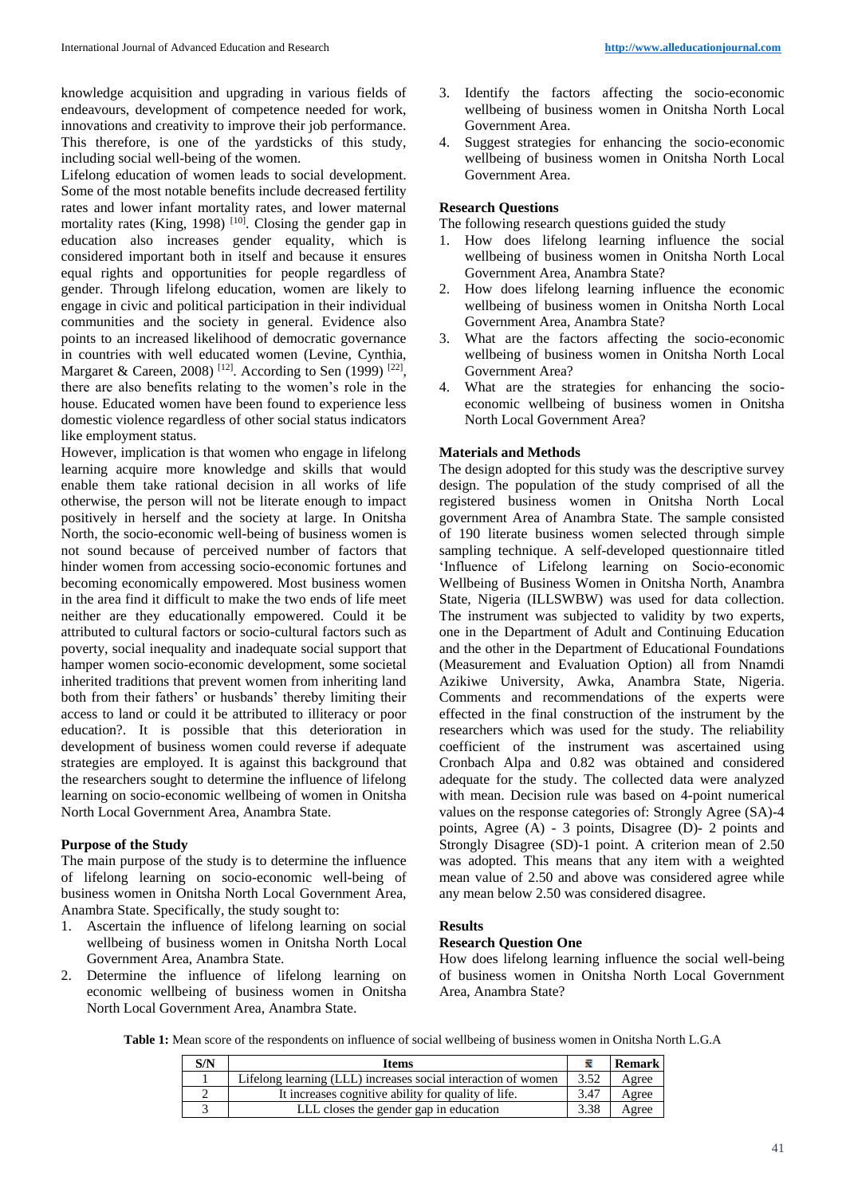knowledge acquisition and upgrading in various fields of endeavours, development of competence needed for work, innovations and creativity to improve their job performance. This therefore, is one of the yardsticks of this study, including social well-being of the women.

Lifelong education of women leads to social development. Some of the most notable benefits include decreased fertility rates and lower infant mortality rates, and lower maternal mortality rates (King, 1998) [10]. Closing the gender gap in education also increases gender equality, which is considered important both in itself and because it ensures equal rights and opportunities for people regardless of gender. Through lifelong education, women are likely to engage in civic and political participation in their individual communities and the society in general. Evidence also points to an increased likelihood of democratic governance in countries with well educated women (Levine, Cynthia, Margaret & Careen, 2008) [12]. According to Sen (1999) [22], there are also benefits relating to the women's role in the house. Educated women have been found to experience less domestic violence regardless of other social status indicators like employment status.

However, implication is that women who engage in lifelong learning acquire more knowledge and skills that would enable them take rational decision in all works of life otherwise, the person will not be literate enough to impact positively in herself and the society at large. In Onitsha North, the socio-economic well-being of business women is not sound because of perceived number of factors that hinder women from accessing socio-economic fortunes and becoming economically empowered. Most business women in the area find it difficult to make the two ends of life meet neither are they educationally empowered. Could it be attributed to cultural factors or socio-cultural factors such as poverty, social inequality and inadequate social support that hamper women socio-economic development, some societal inherited traditions that prevent women from inheriting land both from their fathers' or husbands' thereby limiting their access to land or could it be attributed to illiteracy or poor education?. It is possible that this deterioration in development of business women could reverse if adequate strategies are employed. It is against this background that the researchers sought to determine the influence of lifelong learning on socio-economic wellbeing of women in Onitsha North Local Government Area, Anambra State.

### Purpose of the Study

The main purpose of the study is to determine the influence of lifelong learning on socio-economic well-being of business women in Onitsha North Local Government Area, Anambra State. Specifically, the study sought to:

1. Ascertain the influence of lifelong learning on social wellbeing of business women in Onitsha North Local Government Area, Anambra State.
2. Determine the influence of lifelong learning on economic wellbeing of business women in Onitsha North Local Government Area, Anambra State.
3. Identify the factors affecting the socio-economic wellbeing of business women in Onitsha North Local Government Area.
4. Suggest strategies for enhancing the socio-economic wellbeing of business women in Onitsha North Local Government Area.

### Research Questions

The following research questions guided the study

1. How does lifelong learning influence the social wellbeing of business women in Onitsha North Local Government Area, Anambra State?
2. How does lifelong learning influence the economic wellbeing of business women in Onitsha North Local Government Area, Anambra State?
3. What are the factors affecting the socio-economic wellbeing of business women in Onitsha North Local Government Area?
4. What are the strategies for enhancing the socio-economic wellbeing of business women in Onitsha North Local Government Area?

### Materials and Methods

The design adopted for this study was the descriptive survey design. The population of the study comprised of all the registered business women in Onitsha North Local government Area of Anambra State. The sample consisted of 190 literate business women selected through simple sampling technique. A self-developed questionnaire titled 'Influence of Lifelong learning on Socio-economic Wellbeing of Business Women in Onitsha North, Anambra State, Nigeria (ILLSWBW) was used for data collection. The instrument was subjected to validity by two experts, one in the Department of Adult and Continuing Education and the other in the Department of Educational Foundations (Measurement and Evaluation Option) all from Nnamdi Azikiwe University, Awka, Anambra State, Nigeria. Comments and recommendations of the experts were effected in the final construction of the instrument by the researchers which was used for the study. The reliability coefficient of the instrument was ascertained using Cronbach Alpa and 0.82 was obtained and considered adequate for the study. The collected data were analyzed with mean. Decision rule was based on 4-point numerical values on the response categories of: Strongly Agree (SA)-4 points, Agree (A) - 3 points, Disagree (D)- 2 points and Strongly Disagree (SD)-1 point. A criterion mean of 2.50 was adopted. This means that any item with a weighted mean value of 2.50 and above was considered agree while any mean below 2.50 was considered disagree.

### Results

### Research Question One

How does lifelong learning influence the social well-being of business women in Onitsha North Local Government Area, Anambra State?

**Table 1:** Mean score of the respondents on influence of social wellbeing of business women in Onitsha North L.G.A

| S/N | Items | $\bar{x}$ | Remark |
|---|---|---|---|
| 1 | Lifelong learning (LLL) increases social interaction of women | 3.52 | Agree |
| 2 | It increases cognitive ability for quality of life. | 3.47 | Agree |
| 3 | LLL closes the gender gap in education | 3.38 | Agree |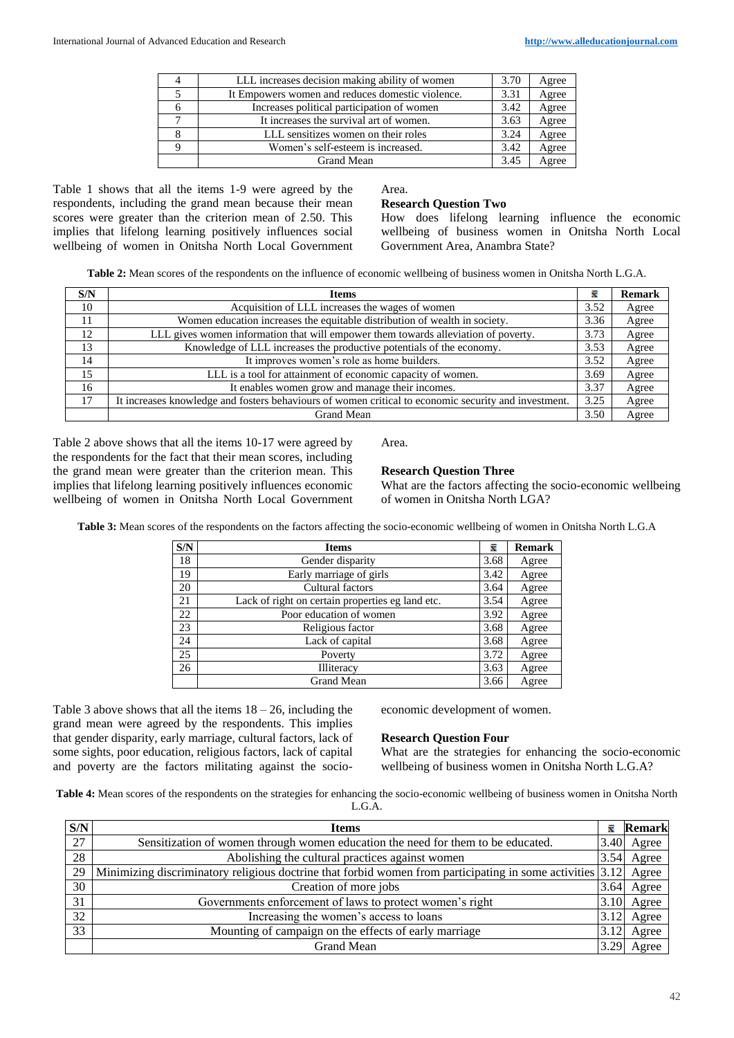| 4 | LLL increases decision making ability of women | 3.70 | Agree |
|---|---|---|---|
| 5 | It Empowers women and reduces domestic violence. | 3.31 | Agree |
| 6 | Increases political participation of women | 3.42 | Agree |
| 7 | It increases the survival art of women. | 3.63 | Agree |
| 8 | LLL sensitizes women on their roles | 3.24 | Agree |
| 9 | Women's self-esteem is increased. | 3.42 | Agree |
| | Grand Mean | 3.45 | Agree |

Table 1 shows that all the items 1-9 were agreed by the respondents, including the grand mean because their mean scores were greater than the criterion mean of 2.50. This implies that lifelong learning positively influences social wellbeing of women in Onitsha North Local Government Area.

### Research Question Two

How does lifelong learning influence the economic wellbeing of business women in Onitsha North Local Government Area, Anambra State?

**Table 2:** Mean scores of the respondents on the influence of economic wellbeing of business women in Onitsha North L.G.A.

| S/N | Items | $\bar{x}$ | Remark |
|---|---|---|---|
| 10 | Acquisition of LLL increases the wages of women | 3.52 | Agree |
| 11 | Women education increases the equitable distribution of wealth in society. | 3.36 | Agree |
| 12 | LLL gives women information that will empower them towards alleviation of poverty. | 3.73 | Agree |
| 13 | Knowledge of LLL increases the productive potentials of the economy. | 3.53 | Agree |
| 14 | It improves women's role as home builders. | 3.52 | Agree |
| 15 | LLL is a tool for attainment of economic capacity of women. | 3.69 | Agree |
| 16 | It enables women grow and manage their incomes. | 3.37 | Agree |
| 17 | It increases knowledge and fosters behaviours of women critical to economic security and investment. | 3.25 | Agree |
| | Grand Mean | 3.50 | Agree |

Table 2 above shows that all the items 10-17 were agreed by the respondents for the fact that their mean scores, including the grand mean were greater than the criterion mean. This implies that lifelong learning positively influences economic wellbeing of women in Onitsha North Local Government Area.

### Research Question Three

What are the factors affecting the socio-economic wellbeing of women in Onitsha North LGA?

**Table 3:** Mean scores of the respondents on the factors affecting the socio-economic wellbeing of women in Onitsha North L.G.A

| S/N | Items | $\bar{x}$ | Remark |
|---|---|---|---|
| 18 | Gender disparity | 3.68 | Agree |
| 19 | Early marriage of girls | 3.42 | Agree |
| 20 | Cultural factors | 3.64 | Agree |
| 21 | Lack of right on certain properties eg land etc. | 3.54 | Agree |
| 22 | Poor education of women | 3.92 | Agree |
| 23 | Religious factor | 3.68 | Agree |
| 24 | Lack of capital | 3.68 | Agree |
| 25 | Poverty | 3.72 | Agree |
| 26 | Illiteracy | 3.63 | Agree |
| | Grand Mean | 3.66 | Agree |

Table 3 above shows that all the items 18 – 26, including the grand mean were agreed by the respondents. This implies that gender disparity, early marriage, cultural factors, lack of some sights, poor education, religious factors, lack of capital and poverty are the factors militating against the socio-economic development of women.

### Research Question Four

What are the strategies for enhancing the socio-economic wellbeing of business women in Onitsha North L.G.A?

**Table 4:** Mean scores of the respondents on the strategies for enhancing the socio-economic wellbeing of business women in Onitsha North L.G.A.

| S/N | Items | $\bar{x}$ | Remark |
|---|---|---|---|
| 27 | Sensitization of women through women education the need for them to be educated. | 3.40 | Agree |
| 28 | Abolishing the cultural practices against women | 3.54 | Agree |
| 29 | Minimizing discriminatory religious doctrine that forbid women from participating in some activities | 3.12 | Agree |
| 30 | Creation of more jobs | 3.64 | Agree |
| 31 | Governments enforcement of laws to protect women's right | 3.10 | Agree |
| 32 | Increasing the women's access to loans | 3.12 | Agree |
| 33 | Mounting of campaign on the effects of early marriage | 3.12 | Agree |
| | Grand Mean | 3.29 | Agree |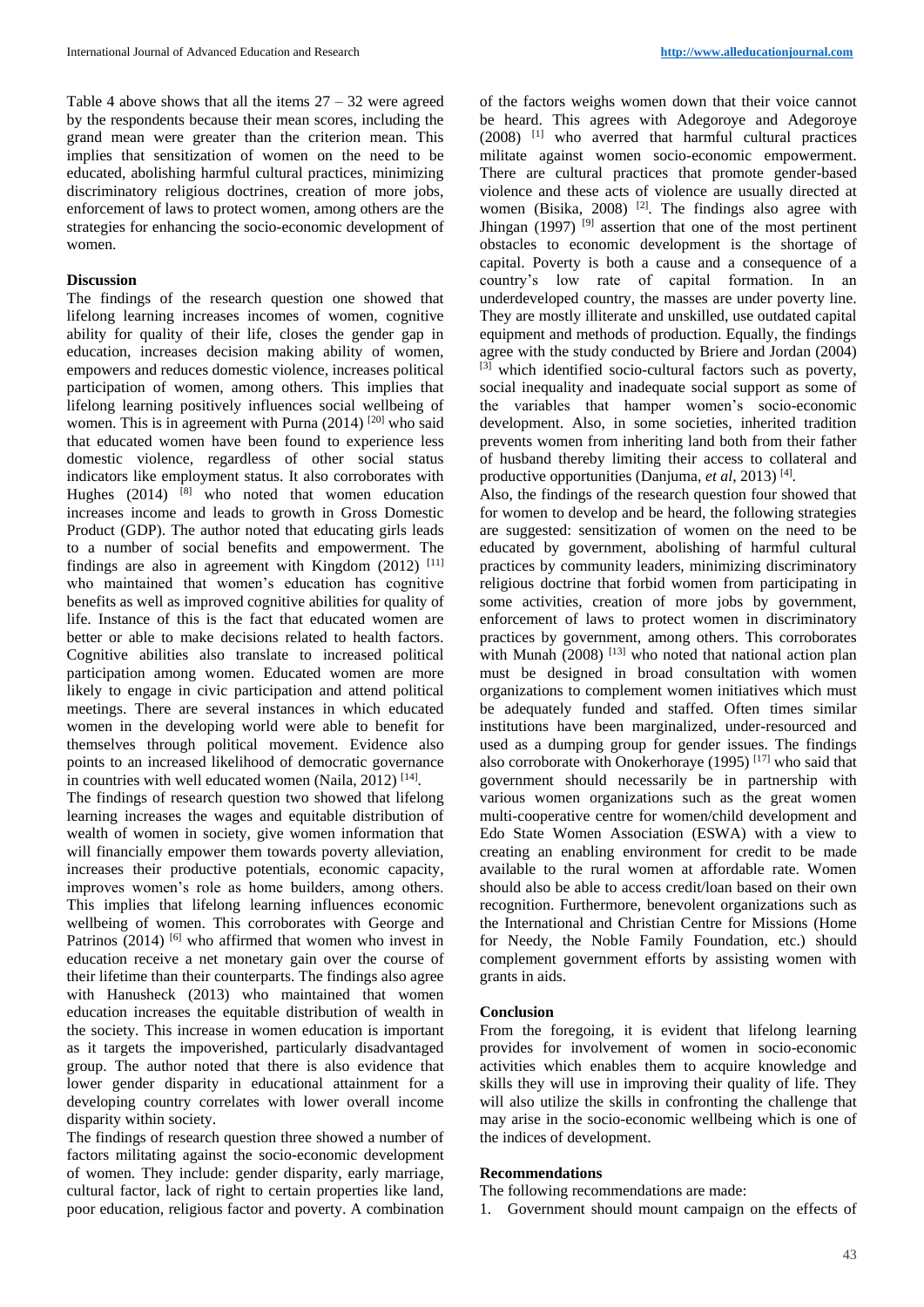Table 4 above shows that all the items 27 – 32 were agreed by the respondents because their mean scores, including the grand mean were greater than the criterion mean. This implies that sensitization of women on the need to be educated, abolishing harmful cultural practices, minimizing discriminatory religious doctrines, creation of more jobs, enforcement of laws to protect women, among others are the strategies for enhancing the socio-economic development of women.

## Discussion

The findings of the research question one showed that lifelong learning increases incomes of women, cognitive ability for quality of their life, closes the gender gap in education, increases decision making ability of women, empowers and reduces domestic violence, increases political participation of women, among others. This implies that lifelong learning positively influences social wellbeing of women. This is in agreement with Purna (2014) [20] who said that educated women have been found to experience less domestic violence, regardless of other social status indicators like employment status. It also corroborates with Hughes (2014) [8] who noted that women education increases income and leads to growth in Gross Domestic Product (GDP). The author noted that educating girls leads to a number of social benefits and empowerment. The findings are also in agreement with Kingdom (2012) [11] who maintained that women's education has cognitive benefits as well as improved cognitive abilities for quality of life. Instance of this is the fact that educated women are better or able to make decisions related to health factors. Cognitive abilities also translate to increased political participation among women. Educated women are more likely to engage in civic participation and attend political meetings. There are several instances in which educated women in the developing world were able to benefit for themselves through political movement. Evidence also points to an increased likelihood of democratic governance in countries with well educated women (Naila, 2012) [14].

The findings of research question two showed that lifelong learning increases the wages and equitable distribution of wealth of women in society, give women information that will financially empower them towards poverty alleviation, increases their productive potentials, economic capacity, improves women's role as home builders, among others. This implies that lifelong learning influences economic wellbeing of women. This corroborates with George and Patrinos (2014) [6] who affirmed that women who invest in education receive a net monetary gain over the course of their lifetime than their counterparts. The findings also agree with Hanusheck (2013) who maintained that women education increases the equitable distribution of wealth in the society. This increase in women education is important as it targets the impoverished, particularly disadvantaged group. The author noted that there is also evidence that lower gender disparity in educational attainment for a developing country correlates with lower overall income disparity within society.

The findings of research question three showed a number of factors militating against the socio-economic development of women. They include: gender disparity, early marriage, cultural factor, lack of right to certain properties like land, poor education, religious factor and poverty. A combination of the factors weighs women down that their voice cannot be heard. This agrees with Adegoroye and Adegoroye (2008) [1] who averred that harmful cultural practices militate against women socio-economic empowerment. There are cultural practices that promote gender-based violence and these acts of violence are usually directed at women (Bisika, 2008) [2]. The findings also agree with Jhingan (1997) [9] assertion that one of the most pertinent obstacles to economic development is the shortage of capital. Poverty is both a cause and a consequence of a country's low rate of capital formation. In an underdeveloped country, the masses are under poverty line. They are mostly illiterate and unskilled, use outdated capital equipment and methods of production. Equally, the findings agree with the study conducted by Briere and Jordan (2004) [3] which identified socio-cultural factors such as poverty, social inequality and inadequate social support as some of the variables that hamper women's socio-economic development. Also, in some societies, inherited tradition prevents women from inheriting land both from their father of husband thereby limiting their access to collateral and productive opportunities (Danjuma, *et al*, 2013) [4].

Also, the findings of the research question four showed that for women to develop and be heard, the following strategies are suggested: sensitization of women on the need to be educated by government, abolishing of harmful cultural practices by community leaders, minimizing discriminatory religious doctrine that forbid women from participating in some activities, creation of more jobs by government, enforcement of laws to protect women in discriminatory practices by government, among others. This corroborates with Munah (2008) [13] who noted that national action plan must be designed in broad consultation with women organizations to complement women initiatives which must be adequately funded and staffed. Often times similar institutions have been marginalized, under-resourced and used as a dumping group for gender issues. The findings also corroborate with Onokerhoraye (1995) [17] who said that government should necessarily be in partnership with various women organizations such as the great women multi-cooperative centre for women/child development and Edo State Women Association (ESWA) with a view to creating an enabling environment for credit to be made available to the rural women at affordable rate. Women should also be able to access credit/loan based on their own recognition. Furthermore, benevolent organizations such as the International and Christian Centre for Missions (Home for Needy, the Noble Family Foundation, etc.) should complement government efforts by assisting women with grants in aids.

## Conclusion

From the foregoing, it is evident that lifelong learning provides for involvement of women in socio-economic activities which enables them to acquire knowledge and skills they will use in improving their quality of life. They will also utilize the skills in confronting the challenge that may arise in the socio-economic wellbeing which is one of the indices of development.

## Recommendations

The following recommendations are made:

1. Government should mount campaign on the effects of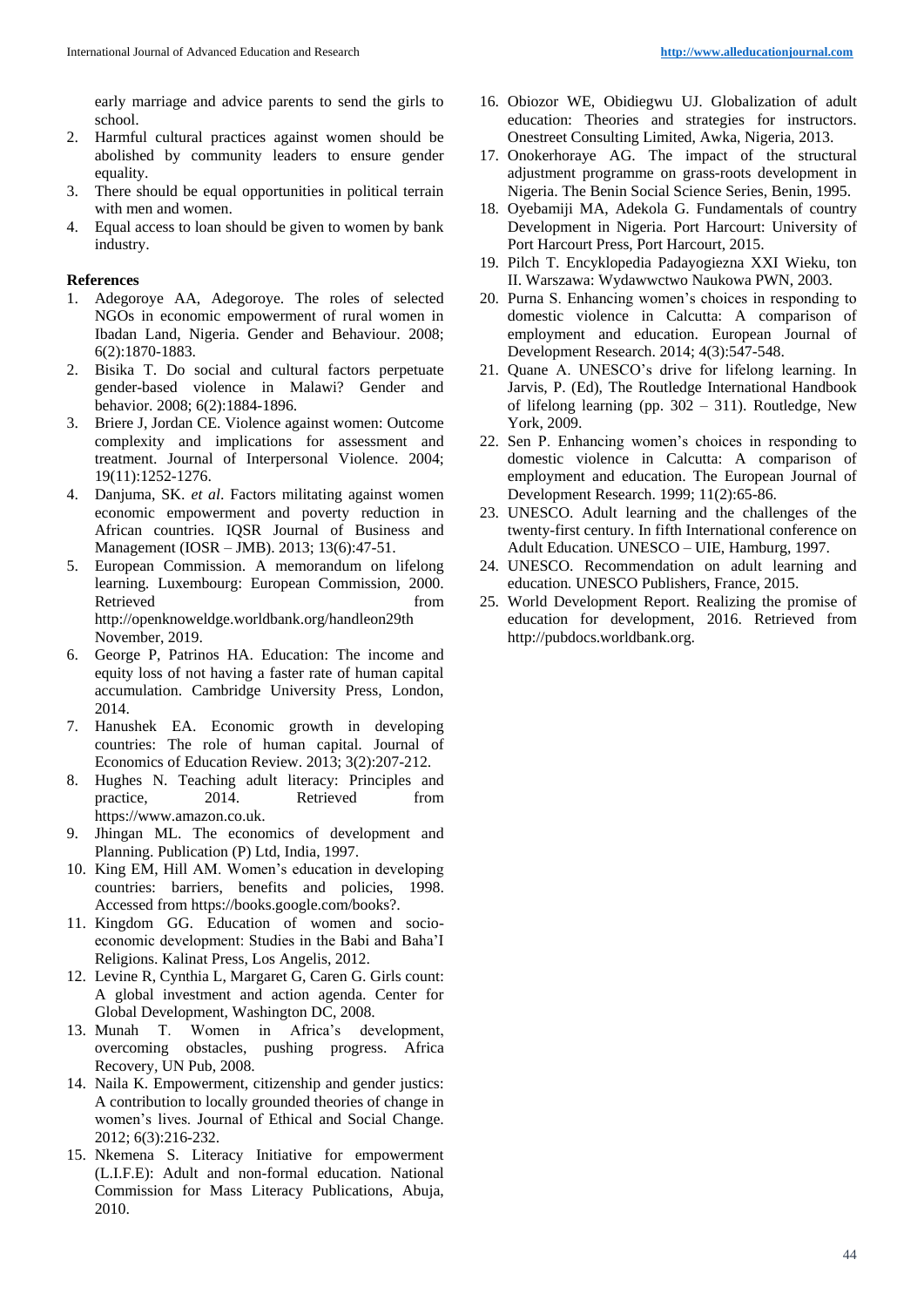early marriage and advice parents to send the girls to school.

2. Harmful cultural practices against women should be abolished by community leaders to ensure gender equality.
3. There should be equal opportunities in political terrain with men and women.
4. Equal access to loan should be given to women by bank industry.

**References**

1. Adegoroye AA, Adegoroye. The roles of selected NGOs in economic empowerment of rural women in Ibadan Land, Nigeria. Gender and Behaviour. 2008; 6(2):1870-1883.
2. Bisika T. Do social and cultural factors perpetuate gender-based violence in Malawi? Gender and behavior. 2008; 6(2):1884-1896.
3. Briere J, Jordan CE. Violence against women: Outcome complexity and implications for assessment and treatment. Journal of Interpersonal Violence. 2004; 19(11):1252-1276.
4. Danjuma, SK. *et al*. Factors militating against women economic empowerment and poverty reduction in African countries. IQSR Journal of Business and Management (IOSR – JMB). 2013; 13(6):47-51.
5. European Commission. A memorandum on lifelong learning. Luxembourg: European Commission, 2000. Retrieved from http://openknoweldge.worldbank.org/handleon29th November, 2019.
6. George P, Patrinos HA. Education: The income and equity loss of not having a faster rate of human capital accumulation. Cambridge University Press, London, 2014.
7. Hanushek EA. Economic growth in developing countries: The role of human capital. Journal of Economics of Education Review. 2013; 3(2):207-212.
8. Hughes N. Teaching adult literacy: Principles and practice, 2014. Retrieved from https://www.amazon.co.uk.
9. Jhingan ML. The economics of development and Planning. Publication (P) Ltd, India, 1997.
10. King EM, Hill AM. Women's education in developing countries: barriers, benefits and policies, 1998. Accessed from https://books.google.com/books?.
11. Kingdom GG. Education of women and socio-economic development: Studies in the Babi and Baha'I Religions. Kalinat Press, Los Angelis, 2012.
12. Levine R, Cynthia L, Margaret G, Caren G. Girls count: A global investment and action agenda. Center for Global Development, Washington DC, 2008.
13. Munah T. Women in Africa's development, overcoming obstacles, pushing progress. Africa Recovery, UN Pub, 2008.
14. Naila K. Empowerment, citizenship and gender justics: A contribution to locally grounded theories of change in women's lives. Journal of Ethical and Social Change. 2012; 6(3):216-232.
15. Nkemena S. Literacy Initiative for empowerment (L.I.F.E): Adult and non-formal education. National Commission for Mass Literacy Publications, Abuja, 2010.
16. Obiozor WE, Obidiegwu UJ. Globalization of adult education: Theories and strategies for instructors. Onestreet Consulting Limited, Awka, Nigeria, 2013.
17. Onokerhoraye AG. The impact of the structural adjustment programme on grass-roots development in Nigeria. The Benin Social Science Series, Benin, 1995.
18. Oyebamiji MA, Adekola G. Fundamentals of country Development in Nigeria. Port Harcourt: University of Port Harcourt Press, Port Harcourt, 2015.
19. Pilch T. Encyklopedia Padayogiezna XXI Wieku, ton II. Warszawa: Wydawwctwo Naukowa PWN, 2003.
20. Purna S. Enhancing women's choices in responding to domestic violence in Calcutta: A comparison of employment and education. European Journal of Development Research. 2014; 4(3):547-548.
21. Quane A. UNESCO's drive for lifelong learning. In Jarvis, P. (Ed), The Routledge International Handbook of lifelong learning (pp. 302 – 311). Routledge, New York, 2009.
22. Sen P. Enhancing women's choices in responding to domestic violence in Calcutta: A comparison of employment and education. The European Journal of Development Research. 1999; 11(2):65-86.
23. UNESCO. Adult learning and the challenges of the twenty-first century. In fifth International conference on Adult Education. UNESCO – UIE, Hamburg, 1997.
24. UNESCO. Recommendation on adult learning and education. UNESCO Publishers, France, 2015.
25. World Development Report. Realizing the promise of education for development, 2016. Retrieved from http://pubdocs.worldbank.org.